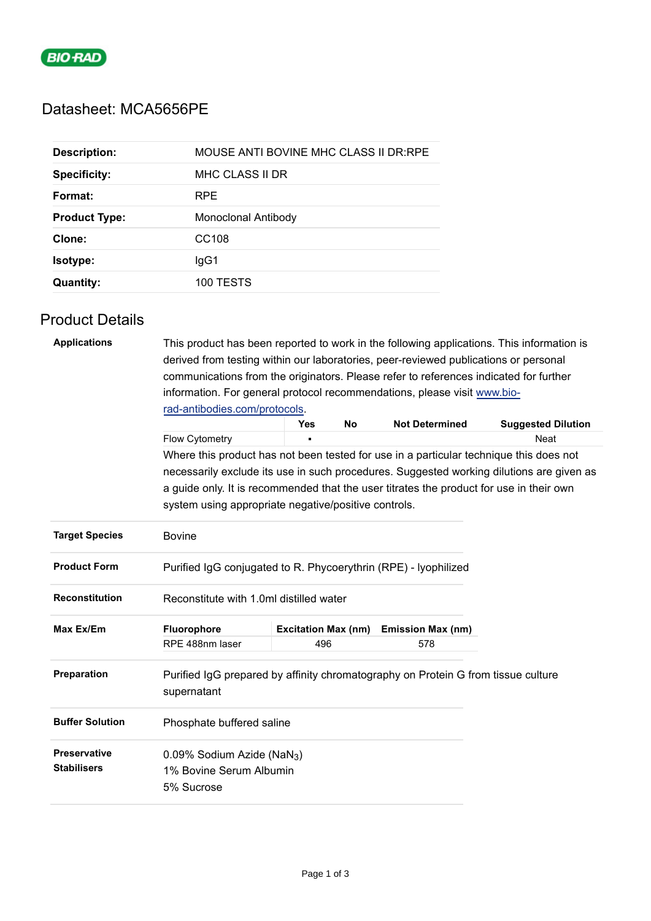BIO-RAD

# Datasheet: MCA5656PE

| | |
|---|---|
| **Description:** | MOUSE ANTI BOVINE MHC CLASS II DR:RPE |
| **Specificity:** | MHC CLASS II DR |
| **Format:** | RPE |
| **Product Type:** | Monoclonal Antibody |
| **Clone:** | CC108 |
| **Isotype:** | IgG1 |
| **Quantity:** | 100 TESTS |

## Product Details

**Applications**

This product has been reported to work in the following applications. This information is derived from testing within our laboratories, peer-reviewed publications or personal communications from the originators. Please refer to references indicated for further information. For general protocol recommendations, please visit [www.bio-rad-antibodies.com/protocols](www.bio-rad-antibodies.com/protocols).

| | Yes | No | Not Determined | Suggested Dilution |
|---|---|---|---|---|
| Flow Cytometry | ▪ | | | Neat |

Where this product has not been tested for use in a particular technique this does not necessarily exclude its use in such procedures. Suggested working dilutions are given as a guide only. It is recommended that the user titrates the product for use in their own system using appropriate negative/positive controls.

**Target Species**

Bovine

**Product Form**

Purified IgG conjugated to R. Phycoerythrin (RPE) - lyophilized

**Reconstitution**

Reconstitute with 1.0ml distilled water

**Max Ex/Em**

| Fluorophore | Excitation Max (nm) | Emission Max (nm) |
|---|---|---|
| RPE 488nm laser | 496 | 578 |

**Preparation**

Purified IgG prepared by affinity chromatography on Protein G from tissue culture supernatant

**Buffer Solution**

Phosphate buffered saline

**Preservative Stabilisers**

0.09% Sodium Azide ($NaN_3$)
1% Bovine Serum Albumin
5% Sucrose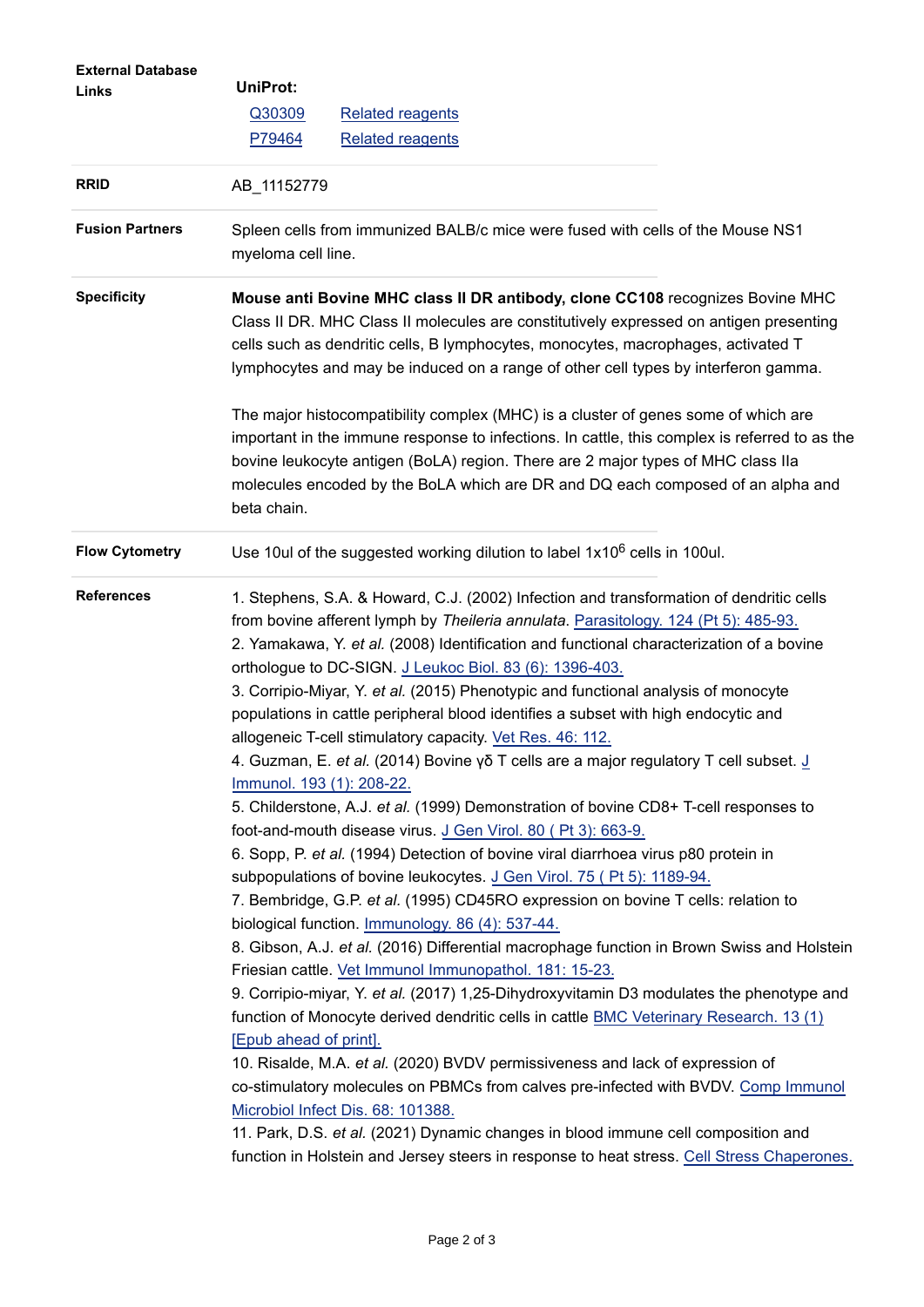| | |
|---|---|
| **External Database Links** | **UniProt:**<br>Q30309 Related reagents<br>P79464 Related reagents |
| **RRID** | AB_11152779 |
| **Fusion Partners** | Spleen cells from immunized BALB/c mice were fused with cells of the Mouse NS1 myeloma cell line. |
| **Specificity** | **Mouse anti Bovine MHC class II DR antibody, clone CC108** recognizes Bovine MHC Class II DR. MHC Class II molecules are constitutively expressed on antigen presenting cells such as dendritic cells, B lymphocytes, monocytes, macrophages, activated T lymphocytes and may be induced on a range of other cell types by interferon gamma.<br><br>The major histocompatibility complex (MHC) is a cluster of genes some of which are important in the immune response to infections. In cattle, this complex is referred to as the bovine leukocyte antigen (BoLA) region. There are 2 major types of MHC class IIa molecules encoded by the BoLA which are DR and DQ each composed of an alpha and beta chain. |
| **Flow Cytometry** | Use 10ul of the suggested working dilution to label $1x10^6$ cells in 100ul. |

**References**

1. Stephens, S.A. & Howard, C.J. (2002) Infection and transformation of dendritic cells from bovine afferent lymph by *Theileria annulata*. Parasitology. 124 (Pt 5): 485-93.
2. Yamakawa, Y. *et al.* (2008) Identification and functional characterization of a bovine orthologue to DC-SIGN. J Leukoc Biol. 83 (6): 1396-403.
3. Corripio-Miyar, Y. *et al.* (2015) Phenotypic and functional analysis of monocyte populations in cattle peripheral blood identifies a subset with high endocytic and allogeneic T-cell stimulatory capacity. Vet Res. 46: 112.
4. Guzman, E. *et al.* (2014) Bovine γδ T cells are a major regulatory T cell subset. J Immunol. 193 (1): 208-22.
5. Childerstone, A.J. *et al.* (1999) Demonstration of bovine CD8+ T-cell responses to foot-and-mouth disease virus. J Gen Virol. 80 ( Pt 3): 663-9.
6. Sopp, P. *et al.* (1994) Detection of bovine viral diarrhoea virus p80 protein in subpopulations of bovine leukocytes. J Gen Virol. 75 ( Pt 5): 1189-94.
7. Bembridge, G.P. *et al.* (1995) CD45RO expression on bovine T cells: relation to biological function. Immunology. 86 (4): 537-44.
8. Gibson, A.J. *et al.* (2016) Differential macrophage function in Brown Swiss and Holstein Friesian cattle. Vet Immunol Immunopathol. 181: 15-23.
9. Corripio-miyar, Y. *et al.* (2017) 1,25-Dihydroxyvitamin D3 modulates the phenotype and function of Monocyte derived dendritic cells in cattle BMC Veterinary Research. 13 (1) [Epub ahead of print].
10. Risalde, M.A. *et al.* (2020) BVDV permissiveness and lack of expression of co-stimulatory molecules on PBMCs from calves pre-infected with BVDV. Comp Immunol Microbiol Infect Dis. 68: 101388.
11. Park, D.S. *et al.* (2021) Dynamic changes in blood immune cell composition and function in Holstein and Jersey steers in response to heat stress. Cell Stress Chaperones.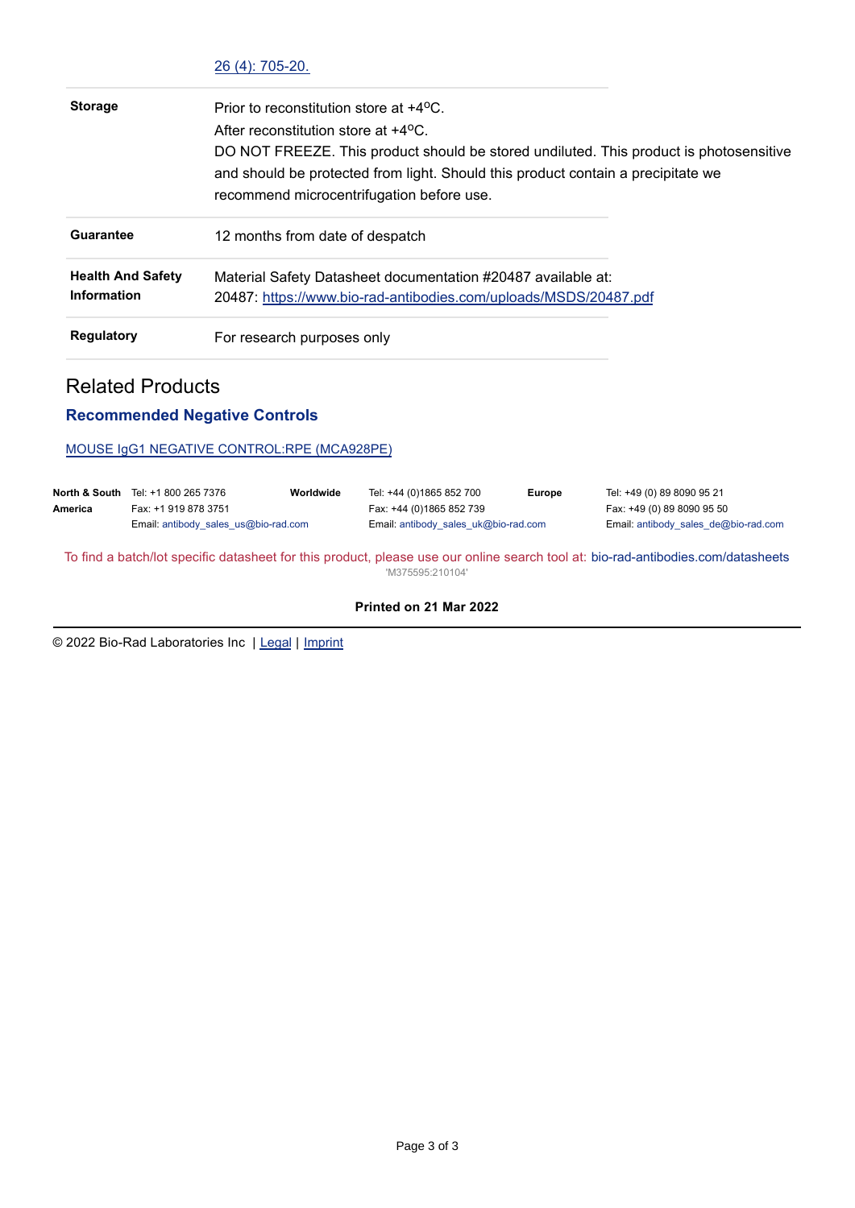26 (4): 705-20.

| | |
|---|---|
| **Storage** | Prior to reconstitution store at +4ºC.<br>After reconstitution store at +4ºC.<br>DO NOT FREEZE. This product should be stored undiluted. This product is photosensitive and should be protected from light. Should this product contain a precipitate we recommend microcentrifugation before use. |
| **Guarantee** | 12 months from date of despatch |
| **Health And Safety Information** | Material Safety Datasheet documentation #20487 available at:<br>20487: https://www.bio-rad-antibodies.com/uploads/MSDS/20487.pdf |
| **Regulatory** | For research purposes only |

## Related Products

### Recommended Negative Controls

MOUSE IgG1 NEGATIVE CONTROL:RPE (MCA928PE)

| | | | | | |
|---|---|---|---|---|---|
| **North & South America** | Tel: +1 800 265 7376<br>Fax: +1 919 878 3751<br>Email: antibody_sales_us@bio-rad.com | **Worldwide** | Tel: +44 (0)1865 852 700<br>Fax: +44 (0)1865 852 739<br>Email: antibody_sales_uk@bio-rad.com | **Europe** | Tel: +49 (0) 89 8090 95 21<br>Fax: +49 (0) 89 8090 95 50<br>Email: antibody_sales_de@bio-rad.com |

To find a batch/lot specific datasheet for this product, please use our online search tool at: bio-rad-antibodies.com/datasheets

'M375595:210104'

**Printed on 21 Mar 2022**

© 2022 Bio-Rad Laboratories Inc | Legal | Imprint